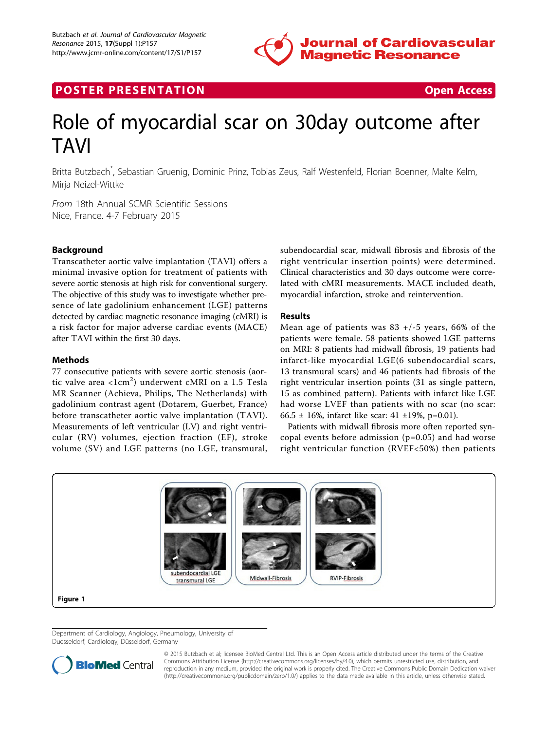**POSTER PRESENTATION** **Open Access**

# Role of myocardial scar on 30day outcome after TAVI

Britta Butzbach*, Sebastian Gruenig, Dominic Prinz, Tobias Zeus, Ralf Westenfeld, Florian Boenner, Malte Kelm, Mirja Neizel-Wittke

*From* 18th Annual SCMR Scientific Sessions
Nice, France. 4-7 February 2015

## Background

Transcatheter aortic valve implantation (TAVI) offers a minimal invasive option for treatment of patients with severe aortic stenosis at high risk for conventional surgery. The objective of this study was to investigate whether presence of late gadolinium enhancement (LGE) patterns detected by cardiac magnetic resonance imaging (cMRI) is a risk factor for major adverse cardiac events (MACE) after TAVI within the first 30 days.

## Methods

77 consecutive patients with severe aortic stenosis (aortic valve area $<1cm^2$) underwent cMRI on a 1.5 Tesla MR Scanner (Achieva, Philips, The Netherlands) with gadolinium contrast agent (Dotarem, Guerbet, France) before transcatheter aortic valve implantation (TAVI). Measurements of left ventricular (LV) and right ventricular (RV) volumes, ejection fraction (EF), stroke volume (SV) and LGE patterns (no LGE, transmural, subendocardial scar, midwall fibrosis and fibrosis of the right ventricular insertion points) were determined. Clinical characteristics and 30 days outcome were correlated with cMRI measurements. MACE included death, myocardial infarction, stroke and reintervention.

## Results

Mean age of patients was 83 +/-5 years, 66% of the patients were female. 58 patients showed LGE patterns on MRI: 8 patients had midwall fibrosis, 19 patients had infarct-like myocardial LGE(6 subendocardial scars, 13 transmural scars) and 46 patients had fibrosis of the right ventricular insertion points (31 as single pattern, 15 as combined pattern). Patients with infarct like LGE had worse LVEF than patients with no scar (no scar: 66.5 ± 16%, infarct like scar: 41 ±19%, p=0.01).

Patients with midwall fibrosis more often reported syncopal events before admission (p=0.05) and had worse right ventricular function (RVEF<50%) then patients

Figure 1

Department of Cardiology, Angiology, Pneumology, University of Duesseldorf, Cardiology, Düsseldorf, Germany

© 2015 Butzbach et al; licensee BioMed Central Ltd. This is an Open Access article distributed under the terms of the Creative Commons Attribution License (http://creativecommons.org/licenses/by/4.0), which permits unrestricted use, distribution, and reproduction in any medium, provided the original work is properly cited. The Creative Commons Public Domain Dedication waiver (http://creativecommons.org/publicdomain/zero/1.0/) applies to the data made available in this article, unless otherwise stated.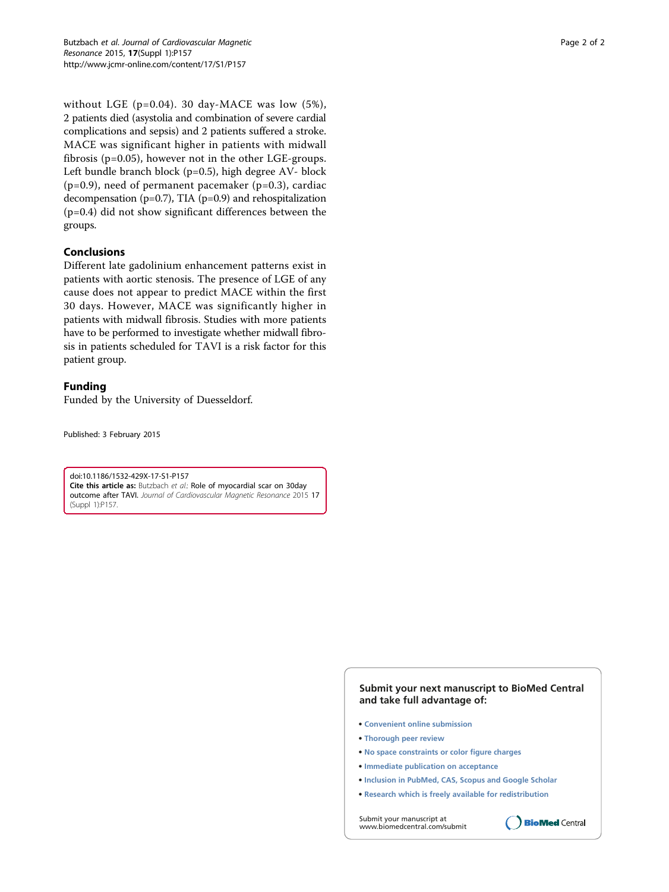without LGE (p=0.04). 30 day-MACE was low (5%), 2 patients died (asystolia and combination of severe cardial complications and sepsis) and 2 patients suffered a stroke. MACE was significant higher in patients with midwall fibrosis (p=0.05), however not in the other LGE-groups. Left bundle branch block (p=0.5), high degree AV- block (p=0.9), need of permanent pacemaker (p=0.3), cardiac decompensation (p=0.7), TIA (p=0.9) and rehospitalization (p=0.4) did not show significant differences between the groups.

## Conclusions

Different late gadolinium enhancement patterns exist in patients with aortic stenosis. The presence of LGE of any cause does not appear to predict MACE within the first 30 days. However, MACE was significantly higher in patients with midwall fibrosis. Studies with more patients have to be performed to investigate whether midwall fibrosis in patients scheduled for TAVI is a risk factor for this patient group.

## Funding

Funded by the University of Duesseldorf.

Published: 3 February 2015

doi:10.1186/1532-429X-17-S1-P157

**Cite this article as:** Butzbach *et al.*: Role of myocardial scar on 30day outcome after TAVI. *Journal of Cardiovascular Magnetic Resonance* 2015 17 (Suppl 1):P157.

**Submit your next manuscript to BioMed Central and take full advantage of:**

- Convenient online submission
- Thorough peer review
- No space constraints or color figure charges
- Immediate publication on acceptance
- Inclusion in PubMed, CAS, Scopus and Google Scholar
- Research which is freely available for redistribution

Submit your manuscript at www.biomedcentral.com/submit

BioMed Central